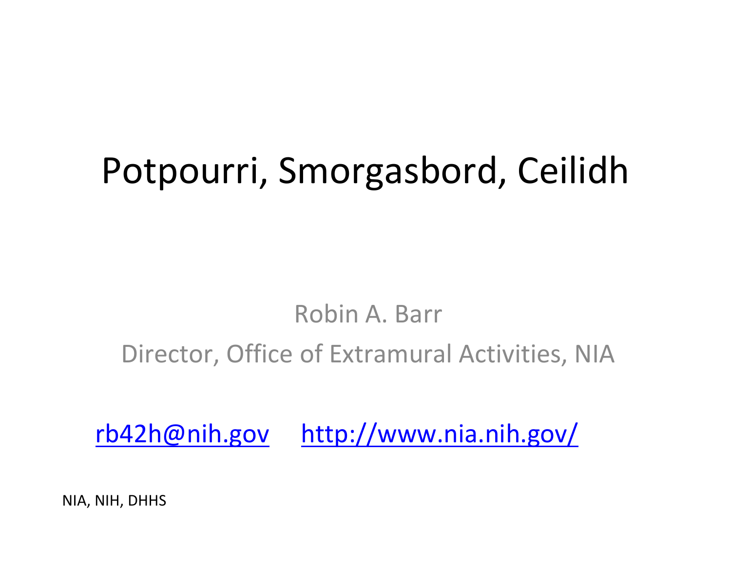# Potpourri, Smorgasbord, Ceilidh

Robin A. Barr

Director, Office of Extramural Activities, NIA

rb42h@nih.gov    http://www.nia.nih.gov/

NIA, NIH, DHHS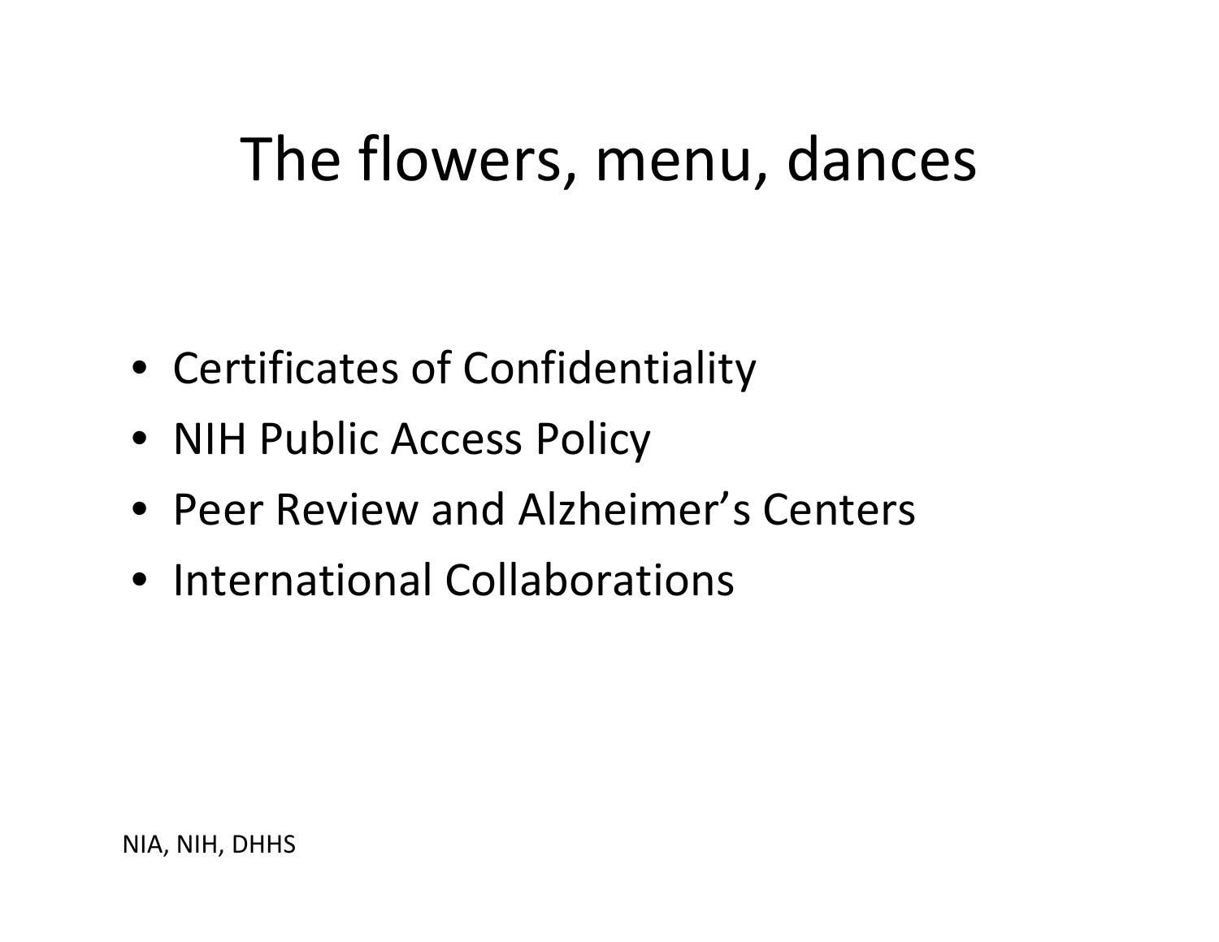# The flowers, menu, dances

- Certificates of Confidentiality
- NIH Public Access Policy
- Peer Review and Alzheimer’s Centers
- International Collaborations

NIA, NIH, DHHS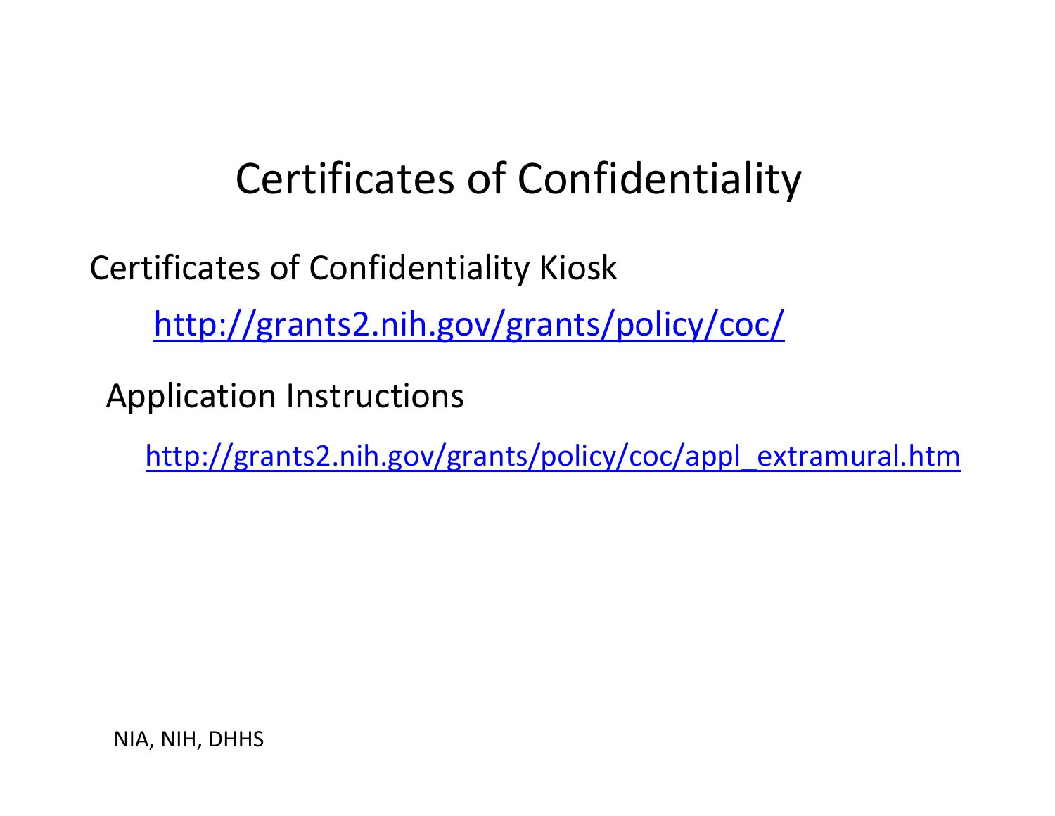# Certificates of Confidentiality

Certificates of Confidentiality Kiosk

[http://grants2.nih.gov/grants/policy/coc/](http://grants2.nih.gov/grants/policy/coc/)

Application Instructions

[http://grants2.nih.gov/grants/policy/coc/appl_extramural.htm](http://grants2.nih.gov/grants/policy/coc/appl_extramural.htm)

NIA, NIH, DHHS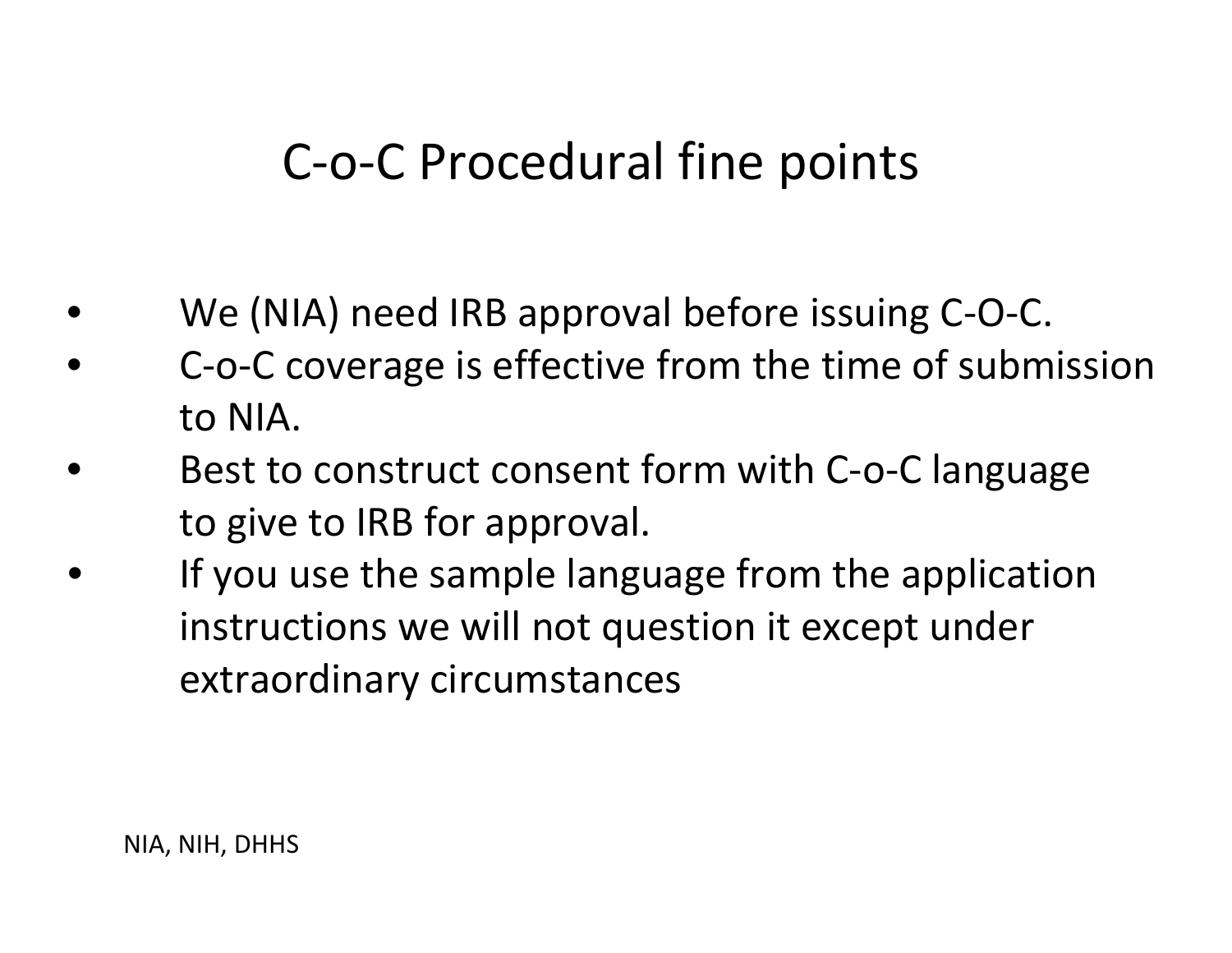# C-o-C Procedural fine points

- We (NIA) need IRB approval before issuing C-O-C.
- C-o-C coverage is effective from the time of submission to NIA.
- Best to construct consent form with C-o-C language to give to IRB for approval.
- If you use the sample language from the application instructions we will not question it except under extraordinary circumstances

NIA, NIH, DHHS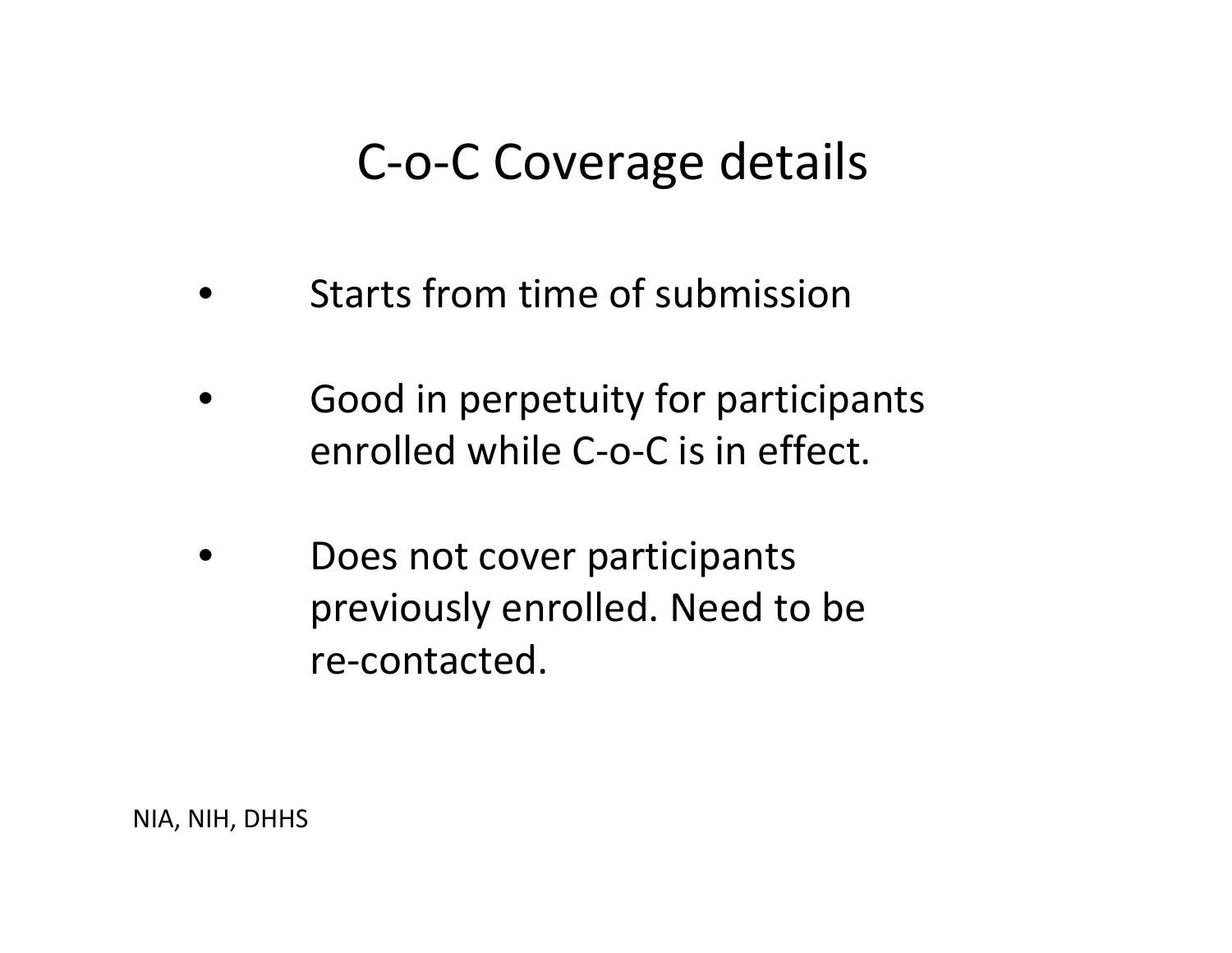# C-o-C Coverage details

- Starts from time of submission
- Good in perpetuity for participants enrolled while C-o-C is in effect.
- Does not cover participants previously enrolled. Need to be re-contacted.

NIA, NIH, DHHS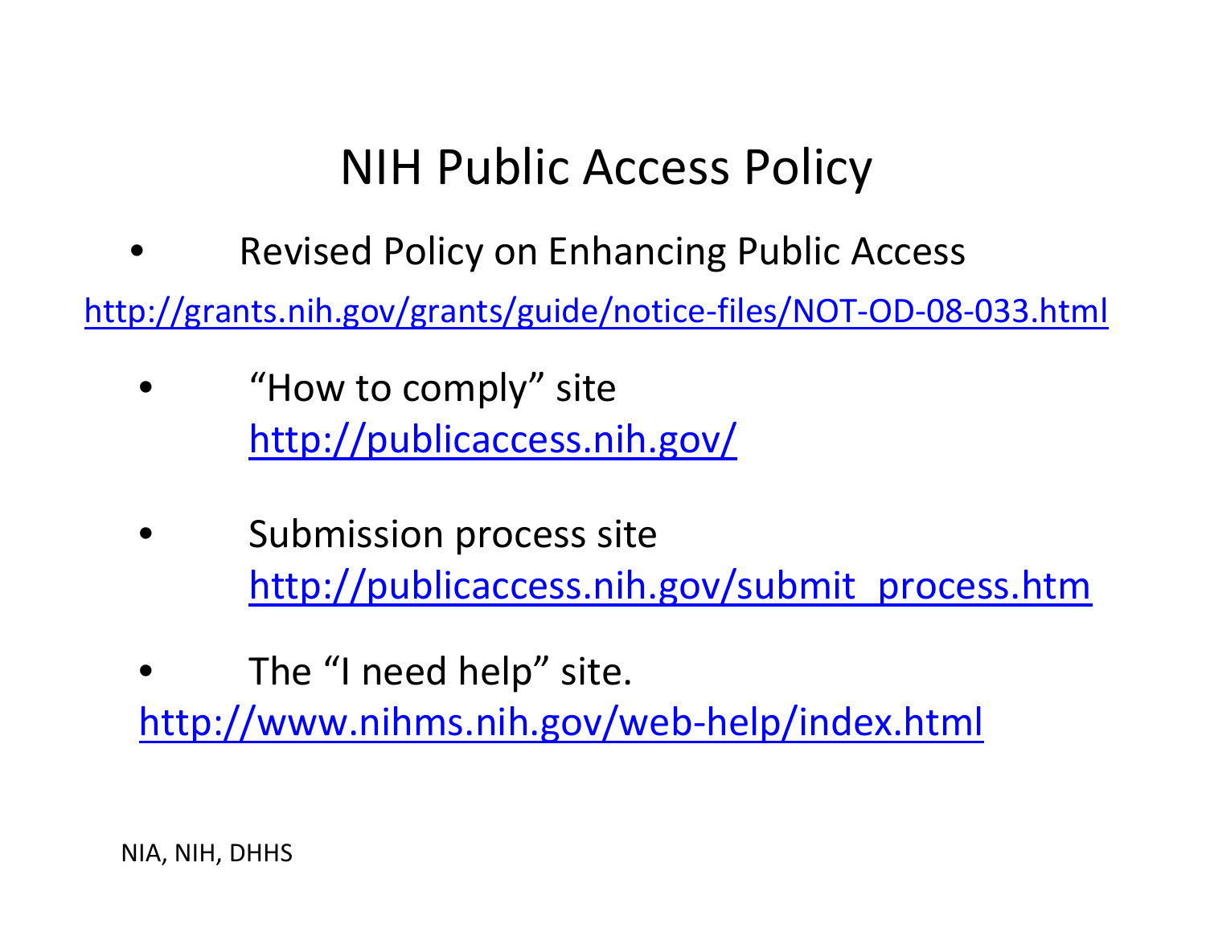# NIH Public Access Policy

- Revised Policy on Enhancing Public Access

http://grants.nih.gov/grants/guide/notice-files/NOT-OD-08-033.html

- "How to comply" site
  http://publicaccess.nih.gov/

- Submission process site
  http://publicaccess.nih.gov/submit_process.htm

- The "I need help" site.

http://www.nihms.nih.gov/web-help/index.html

NIA, NIH, DHHS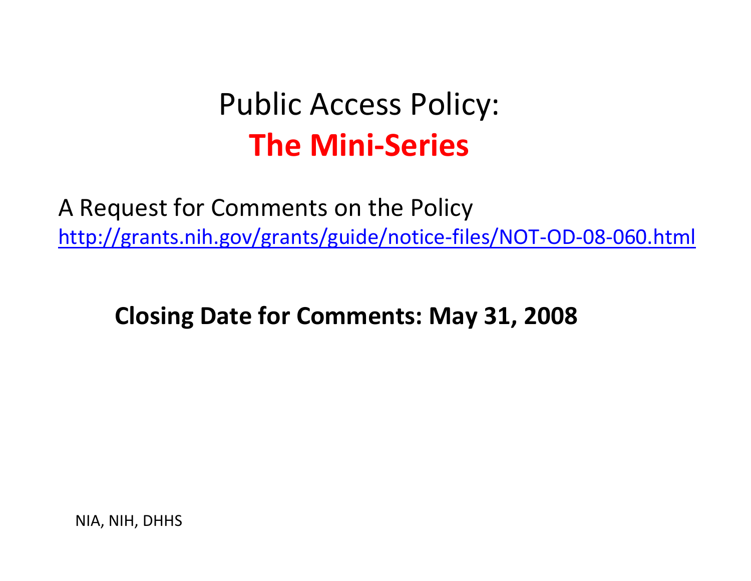# Public Access Policy:
# **The Mini-Series**

A Request for Comments on the Policy
http://grants.nih.gov/grants/guide/notice-files/NOT-OD-08-060.html

**Closing Date for Comments: May 31, 2008**

NIA, NIH, DHHS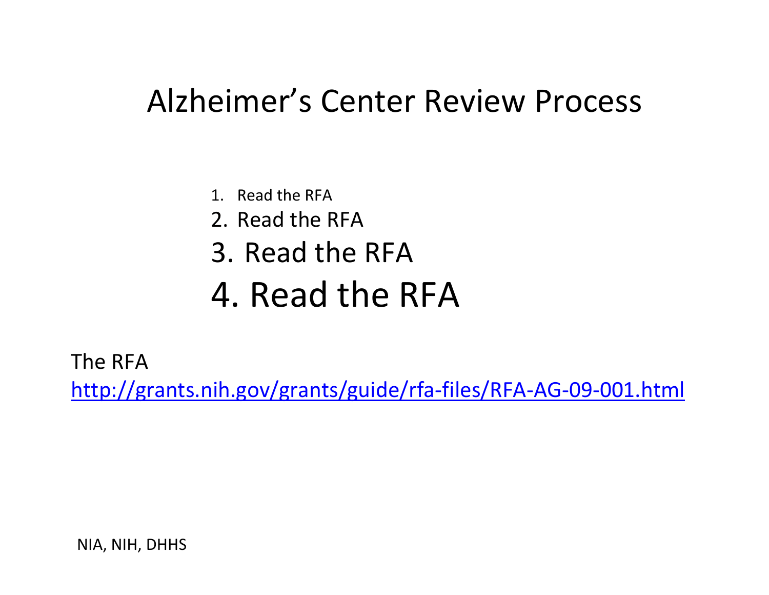# Alzheimer's Center Review Process

1. Read the RFA
2. Read the RFA
3. Read the RFA
4. Read the RFA

The RFA
http://grants.nih.gov/grants/guide/rfa-files/RFA-AG-09-001.html

NIA, NIH, DHHS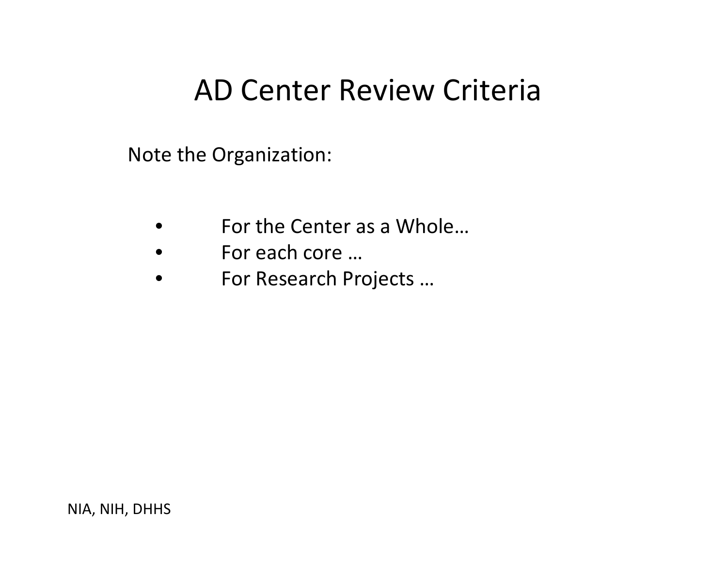# AD Center Review Criteria

Note the Organization:

- For the Center as a Whole…
- For each core …
- For Research Projects …

NIA, NIH, DHHS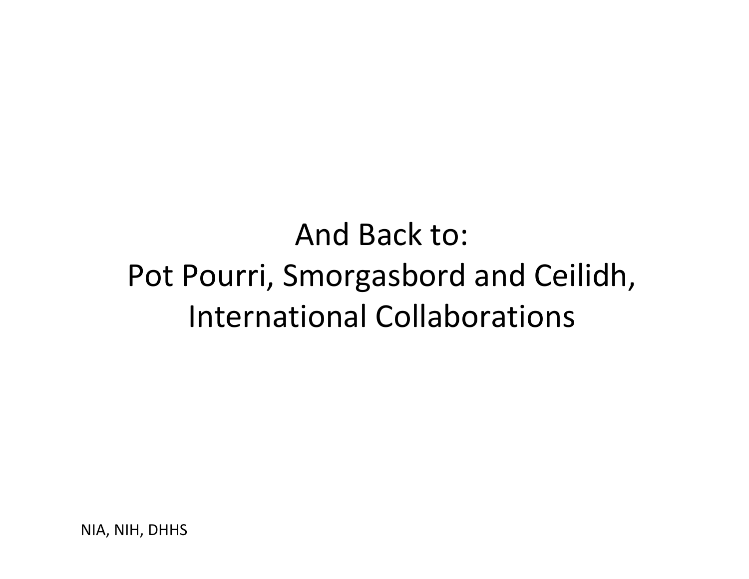# And Back to: Pot Pourri, Smorgasbord and Ceilidh, International Collaborations

NIA, NIH, DHHS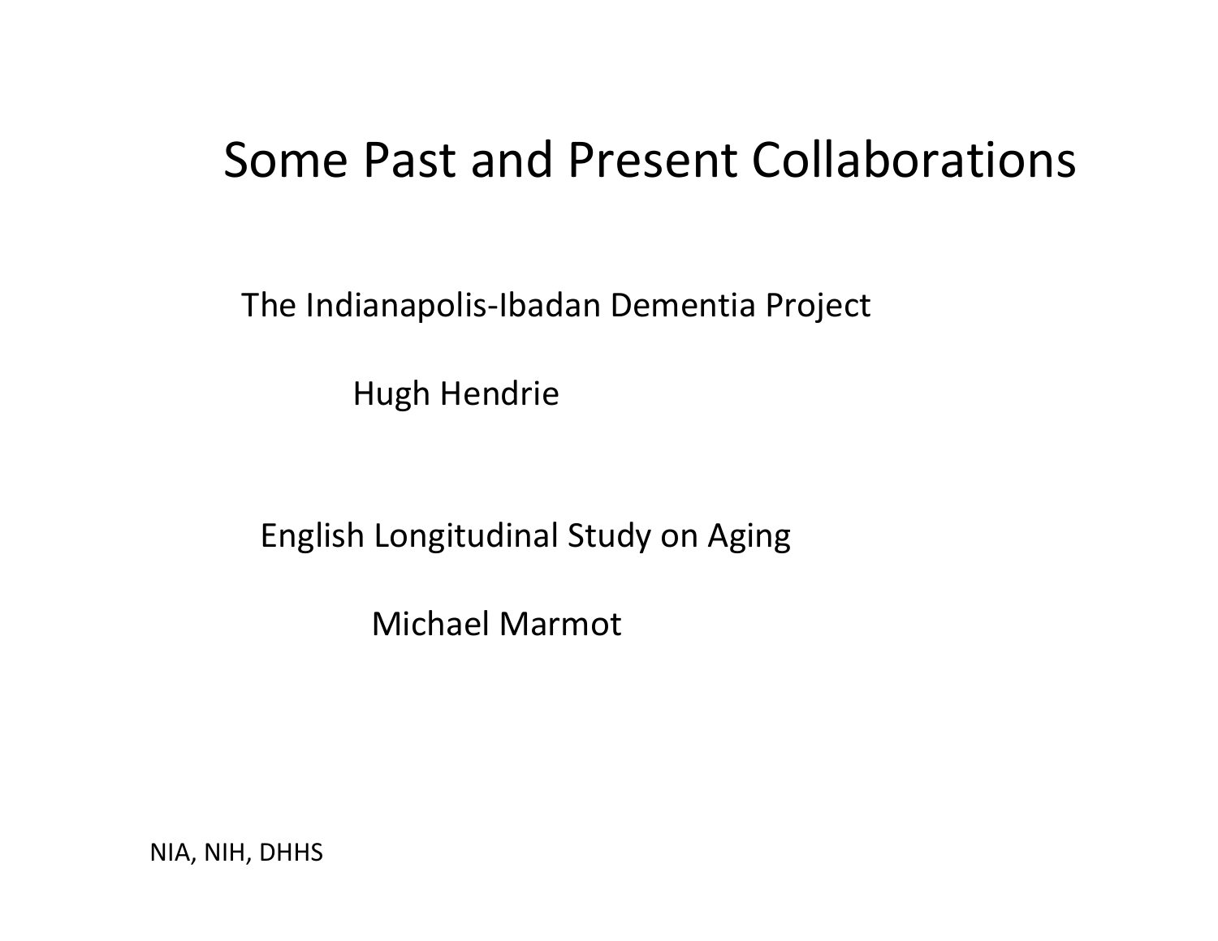# Some Past and Present Collaborations

The Indianapolis-Ibadan Dementia Project

Hugh Hendrie

English Longitudinal Study on Aging

Michael Marmot

NIA, NIH, DHHS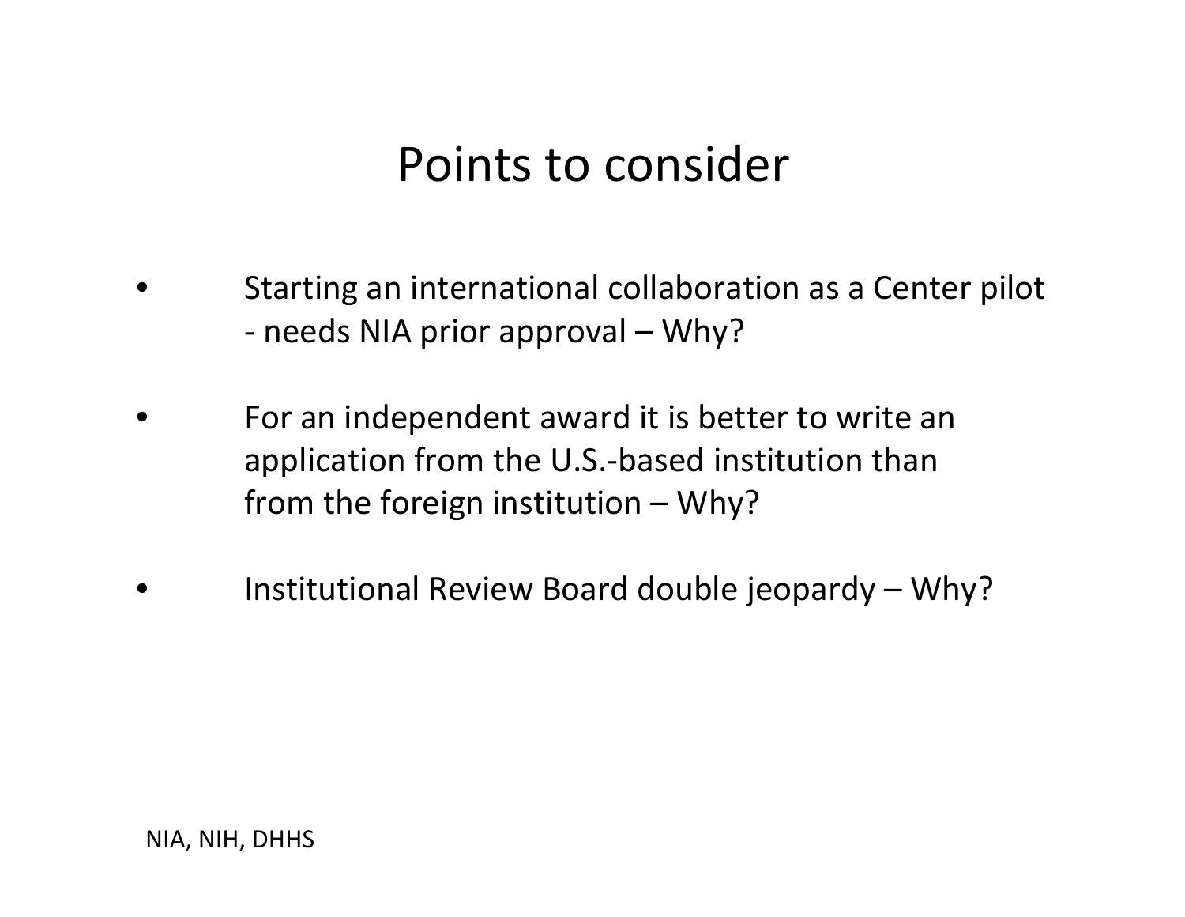# Points to consider

- Starting an international collaboration as a Center pilot - needs NIA prior approval – Why?
- For an independent award it is better to write an application from the U.S.-based institution than from the foreign institution – Why?
- Institutional Review Board double jeopardy – Why?